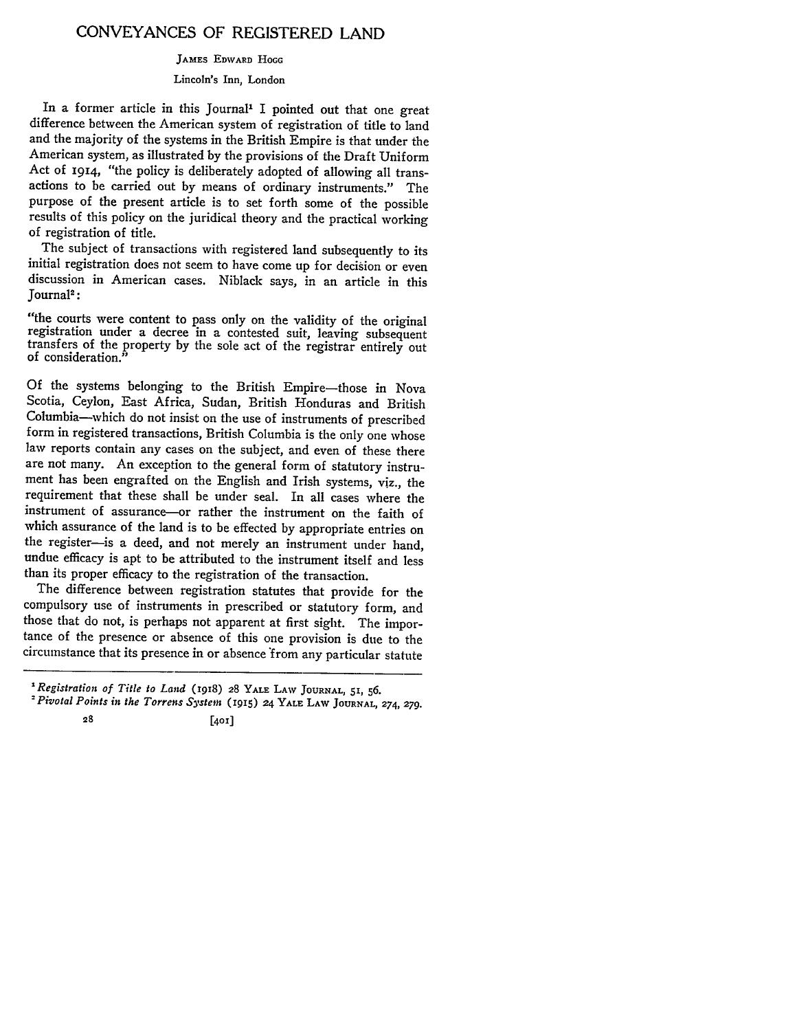# CONVEYANCES OF REGISTERED LAND

JAMES EDWARD HOGG

Lincoln's Inn, London

In a former article in this Journal[1] I pointed out that one great difference between the American system of registration of title to land and the majority of the systems in the British Empire is that under the American system, as illustrated by the provisions of the Draft Uniform Act of 1914, "the policy is deliberately adopted of allowing all transactions to be carried out by means of ordinary instruments." The purpose of the present article is to set forth some of the possible results of this policy on the juridical theory and the practical working of registration of title.

The subject of transactions with registered land subsequently to its initial registration does not seem to have come up for decision or even discussion in American cases. Niblack says, in an article in this Journal[2]:

> "the courts were content to pass only on the validity of the original registration under a decree in a contested suit, leaving subsequent transfers of the property by the sole act of the registrar entirely out of consideration."

Of the systems belonging to the British Empire—those in Nova Scotia, Ceylon, East Africa, Sudan, British Honduras and British Columbia—which do not insist on the use of instruments of prescribed form in registered transactions, British Columbia is the only one whose law reports contain any cases on the subject, and even of these there are not many. An exception to the general form of statutory instrument has been engrafted on the English and Irish systems, viz., the requirement that these shall be under seal. In all cases where the instrument of assurance—or rather the instrument on the faith of which assurance of the land is to be effected by appropriate entries on the register—is a deed, and not merely an instrument under hand, undue efficacy is apt to be attributed to the instrument itself and less than its proper efficacy to the registration of the transaction.

The difference between registration statutes that provide for the compulsory use of instruments in prescribed or statutory form, and those that do not, is perhaps not apparent at first sight. The importance of the presence or absence of this one provision is due to the circumstance that its presence in or absence from any particular statute

---

[1] *Registration of Title to Land* (1918) 28 YALE LAW JOURNAL, 51, 56.

[2] *Pivotal Points in the Torrens System* (1915) 24 YALE LAW JOURNAL, 274, 279.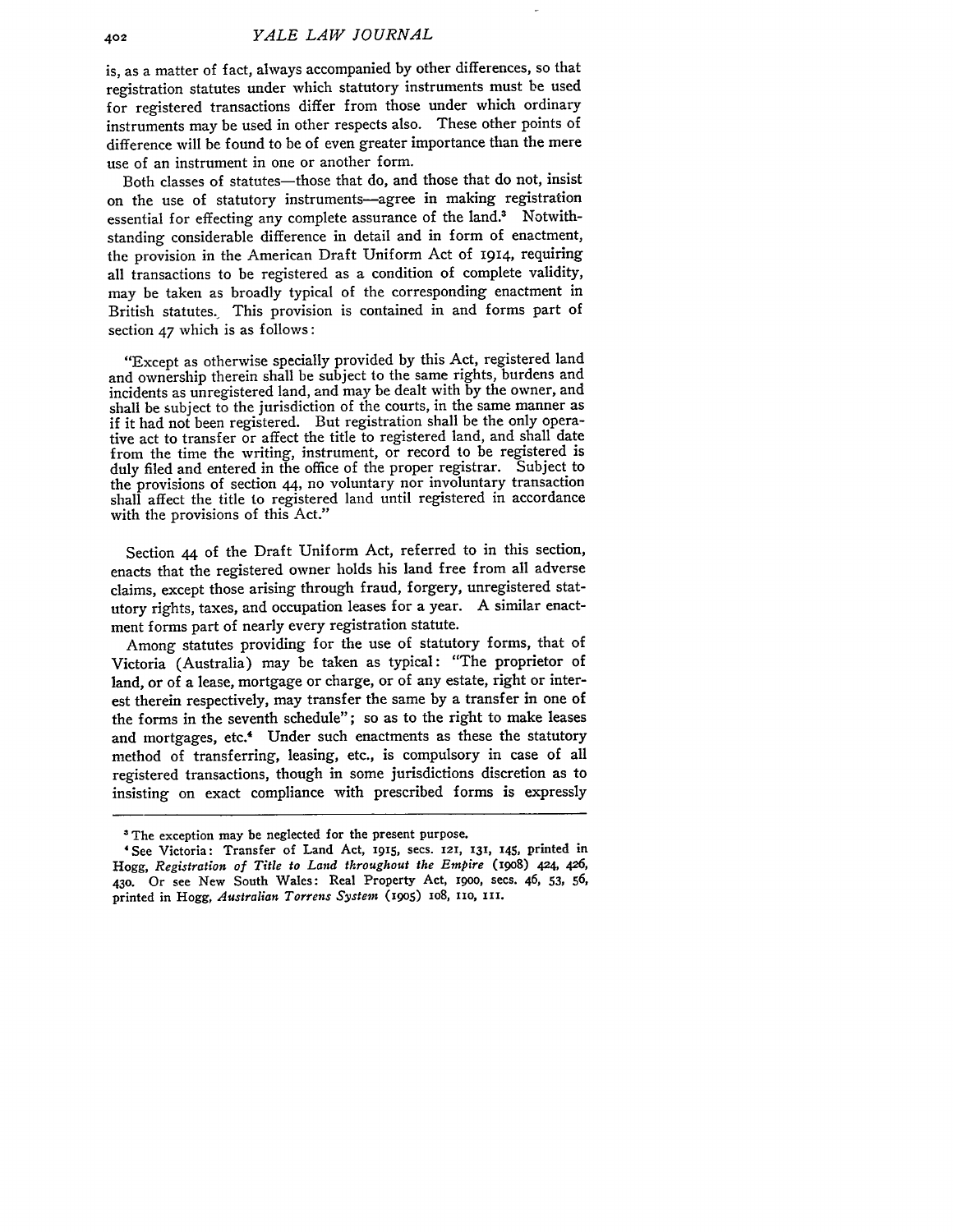is, as a matter of fact, always accompanied by other differences, so that registration statutes under which statutory instruments must be used for registered transactions differ from those under which ordinary instruments may be used in other respects also. These other points of difference will be found to be of even greater importance than the mere use of an instrument in one or another form.

Both classes of statutes—those that do, and those that do not, insist on the use of statutory instruments—agree in making registration essential for effecting any complete assurance of the land.[3] Notwithstanding considerable difference in detail and in form of enactment, the provision in the American Draft Uniform Act of 1914, requiring all transactions to be registered as a condition of complete validity, may be taken as broadly typical of the corresponding enactment in British statutes. This provision is contained in and forms part of section 47 which is as follows:

> "Except as otherwise specially provided by this Act, registered land and ownership therein shall be subject to the same rights, burdens and incidents as unregistered land, and may be dealt with by the owner, and shall be subject to the jurisdiction of the courts, in the same manner as if it had not been registered. But registration shall be the only operative act to transfer or affect the title to registered land, and shall date from the time the writing, instrument, or record to be registered is duly filed and entered in the office of the proper registrar. Subject to the provisions of section 44, no voluntary nor involuntary transaction shall affect the title to registered land until registered in accordance with the provisions of this Act."

Section 44 of the Draft Uniform Act, referred to in this section, enacts that the registered owner holds his land free from all adverse claims, except those arising through fraud, forgery, unregistered statutory rights, taxes, and occupation leases for a year. A similar enactment forms part of nearly every registration statute.

Among statutes providing for the use of statutory forms, that of Victoria (Australia) may be taken as typical: "The proprietor of land, or of a lease, mortgage or charge, or of any estate, right or interest therein respectively, may transfer the same by a transfer in one of the forms in the seventh schedule"; so as to the right to make leases and mortgages, etc.[4] Under such enactments as these the statutory method of transferring, leasing, etc., is compulsory in case of all registered transactions, though in some jurisdictions discretion as to insisting on exact compliance with prescribed forms is expressly

---

[3] The exception may be neglected for the present purpose.

[4] See Victoria: Transfer of Land Act, 1915, secs. 121, 131, 145, printed in Hogg, *Registration of Title to Land throughout the Empire* (1908) 424, 426, 430. Or see New South Wales: Real Property Act, 1900, secs. 46, 53, 56, printed in Hogg, *Australian Torrens System* (1905) 108, 110, 111.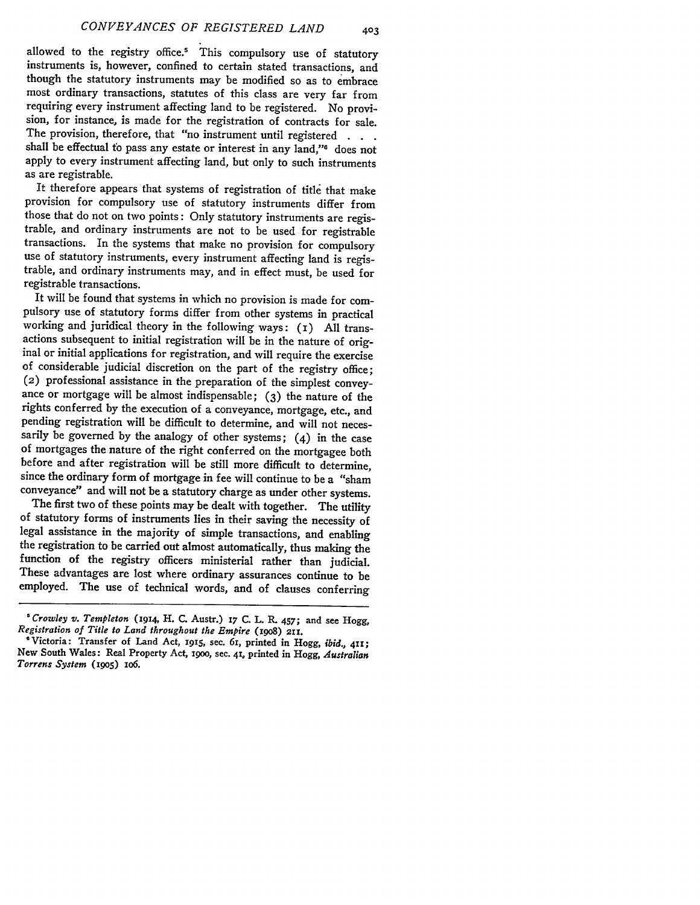allowed to the registry office.[5] This compulsory use of statutory instruments is, however, confined to certain stated transactions, and though the statutory instruments may be modified so as to embrace most ordinary transactions, statutes of this class are very far from requiring every instrument affecting land to be registered. No provision, for instance, is made for the registration of contracts for sale. The provision, therefore, that "no instrument until registered . . . shall be effectual to pass any estate or interest in any land,"[6] does not apply to every instrument affecting land, but only to such instruments as are registrable.

It therefore appears that systems of registration of title that make provision for compulsory use of statutory instruments differ from those that do not on two points: Only statutory instruments are registrable, and ordinary instruments are not to be used for registrable transactions. In the systems that make no provision for compulsory use of statutory instruments, every instrument affecting land is registrable, and ordinary instruments may, and in effect must, be used for registrable transactions.

It will be found that systems in which no provision is made for compulsory use of statutory forms differ from other systems in practical working and juridical theory in the following ways: (1) All transactions subsequent to initial registration will be in the nature of original or initial applications for registration, and will require the exercise of considerable judicial discretion on the part of the registry office; (2) professional assistance in the preparation of the simplest conveyance or mortgage will be almost indispensable; (3) the nature of the rights conferred by the execution of a conveyance, mortgage, etc., and pending registration will be difficult to determine, and will not necessarily be governed by the analogy of other systems; (4) in the case of mortgages the nature of the right conferred on the mortgagee both before and after registration will be still more difficult to determine, since the ordinary form of mortgage in fee will continue to be a "sham conveyance" and will not be a statutory charge as under other systems.

The first two of these points may be dealt with together. The utility of statutory forms of instruments lies in their saving the necessity of legal assistance in the majority of simple transactions, and enabling the registration to be carried out almost automatically, thus making the function of the registry officers ministerial rather than judicial. These advantages are lost where ordinary assurances continue to be employed. The use of technical words, and of clauses conferring

---

[5] *Crowley v. Templeton* (1914, H. C. Austr.) 17 C. L. R. 457; and see Hogg, *Registration of Title to Land throughout the Empire* (1908) 211.

[6] Victoria: Transfer of Land Act, 1915, sec. 61, printed in Hogg, *ibid.*, 411; New South Wales: Real Property Act, 1900, sec. 41, printed in Hogg, *Australian Torrens System* (1905) 106.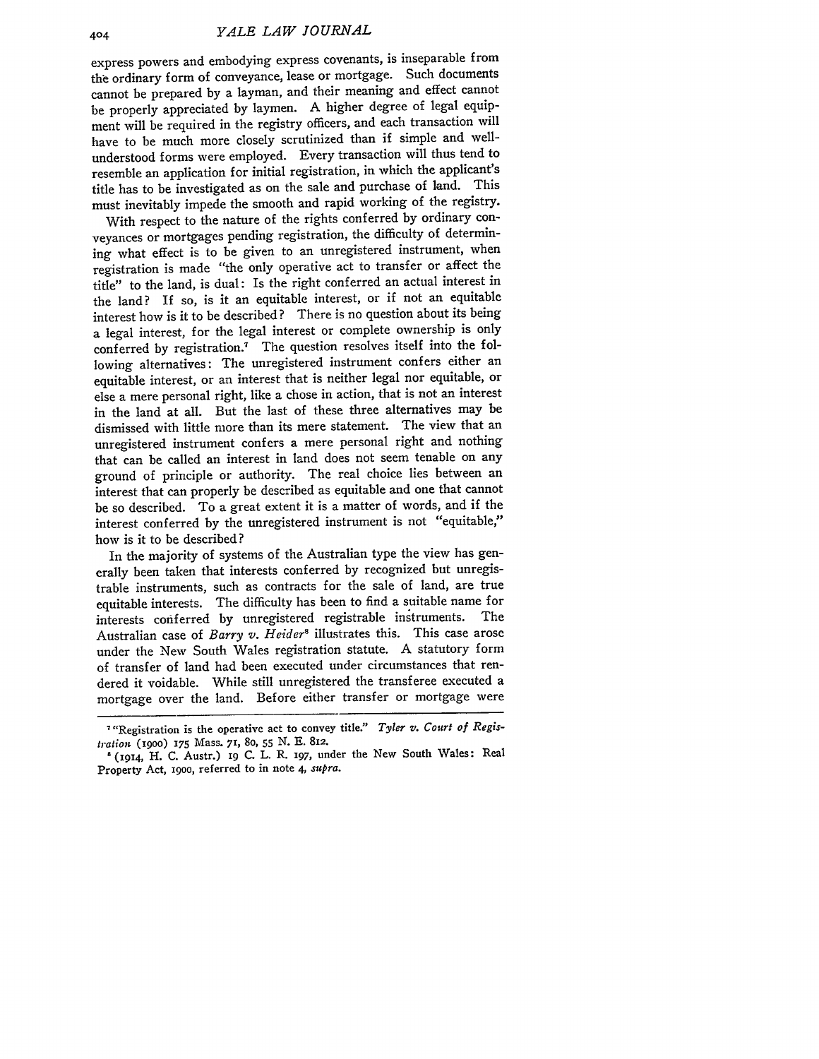express powers and embodying express covenants, is inseparable from the ordinary form of conveyance, lease or mortgage. Such documents cannot be prepared by a layman, and their meaning and effect cannot be properly appreciated by laymen. A higher degree of legal equipment will be required in the registry officers, and each transaction will have to be much more closely scrutinized than if simple and well-understood forms were employed. Every transaction will thus tend to resemble an application for initial registration, in which the applicant's title has to be investigated as on the sale and purchase of land. This must inevitably impede the smooth and rapid working of the registry.

With respect to the nature of the rights conferred by ordinary conveyances or mortgages pending registration, the difficulty of determining what effect is to be given to an unregistered instrument, when registration is made "the only operative act to transfer or affect the title" to the land, is dual: Is the right conferred an actual interest in the land? If so, is it an equitable interest, or if not an equitable interest how is it to be described? There is no question about its being a legal interest, for the legal interest or complete ownership is only conferred by registration.[7] The question resolves itself into the following alternatives: The unregistered instrument confers either an equitable interest, or an interest that is neither legal nor equitable, or else a mere personal right, like a chose in action, that is not an interest in the land at all. But the last of these three alternatives may be dismissed with little more than its mere statement. The view that an unregistered instrument confers a mere personal right and nothing that can be called an interest in land does not seem tenable on any ground of principle or authority. The real choice lies between an interest that can properly be described as equitable and one that cannot be so described. To a great extent it is a matter of words, and if the interest conferred by the unregistered instrument is not "equitable," how is it to be described?

In the majority of systems of the Australian type the view has generally been taken that interests conferred by recognized but unregistrable instruments, such as contracts for the sale of land, are true equitable interests. The difficulty has been to find a suitable name for interests conferred by unregistered registrable instruments. The Australian case of *Barry v. Heider*[8] illustrates this. This case arose under the New South Wales registration statute. A statutory form of transfer of land had been executed under circumstances that rendered it voidable. While still unregistered the transferee executed a mortgage over the land. Before either transfer or mortgage were

---

[7] "Registration is the operative act to convey title." *Tyler v. Court of Registration* (1900) 175 Mass. 71, 80, 55 N. E. 812.

[8] (1914, H. C. Austr.) 19 C. L. R. 197, under the New South Wales: Real Property Act, 1900, referred to in note 4, *supra*.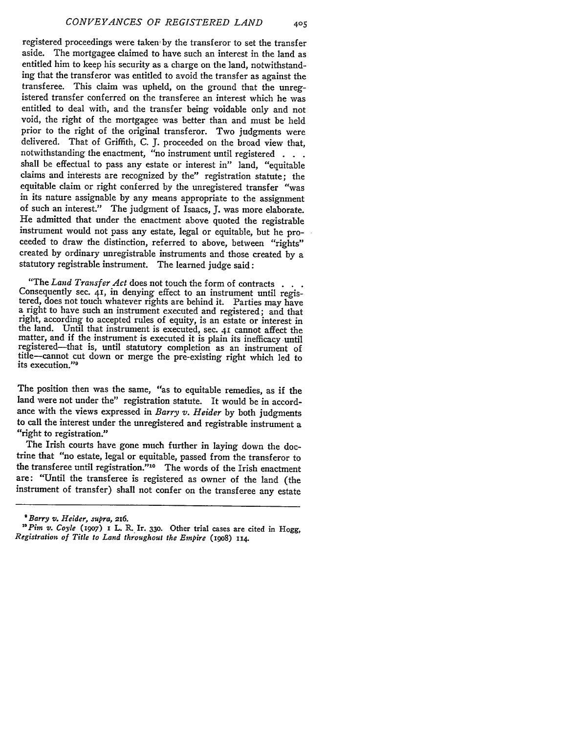registered proceedings were taken by the transferor to set the transfer aside. The mortgagee claimed to have such an interest in the land as entitled him to keep his security as a charge on the land, notwithstanding that the transferor was entitled to avoid the transfer as against the transferee. This claim was upheld, on the ground that the unregistered transfer conferred on the transferee an interest which he was entitled to deal with, and the transfer being voidable only and not void, the right of the mortgagee was better than and must be held prior to the right of the original transferor. Two judgments were delivered. That of Griffith, C. J. proceeded on the broad view that, notwithstanding the enactment, "no instrument until registered . . . shall be effectual to pass any estate or interest in" land, "equitable claims and interests are recognized by the" registration statute; the equitable claim or right conferred by the unregistered transfer "was in its nature assignable by any means appropriate to the assignment of such an interest." The judgment of Isaacs, J. was more elaborate. He admitted that under the enactment above quoted the registrable instrument would not pass any estate, legal or equitable, but he proceeded to draw the distinction, referred to above, between "rights" created by ordinary unregistrable instruments and those created by a statutory registrable instrument. The learned judge said:

> "The *Land Transfer Act* does not touch the form of contracts . . . . Consequently sec. 41, in denying effect to an instrument until registered, does not touch whatever rights are behind it. Parties may have a right to have such an instrument executed and registered; and that right, according to accepted rules of equity, is an estate or interest in the land. Until that instrument is executed, sec. 41 cannot affect the matter, and if the instrument is executed it is plain its inefficacy until registered—that is, until statutory completion as an instrument of title—cannot cut down or merge the pre-existing right which led to its execution."[9]

The position then was the same, "as to equitable remedies, as if the land were not under the" registration statute. It would be in accordance with the views expressed in *Barry v. Heider* by both judgments to call the interest under the unregistered and registrable instrument a "right to registration."

The Irish courts have gone much further in laying down the doctrine that "no estate, legal or equitable, passed from the transferor to the transferee until registration."[10] The words of the Irish enactment are: "Until the transferee is registered as owner of the land (the instrument of transfer) shall not confer on the transferee any estate

---

[9] *Barry v. Heider, supra,* 216.

[10] *Pim v. Coyle* (1907) 1 L. R. Ir. 330. Other trial cases are cited in Hogg, *Registration of Title to Land throughout the Empire* (1908) 114.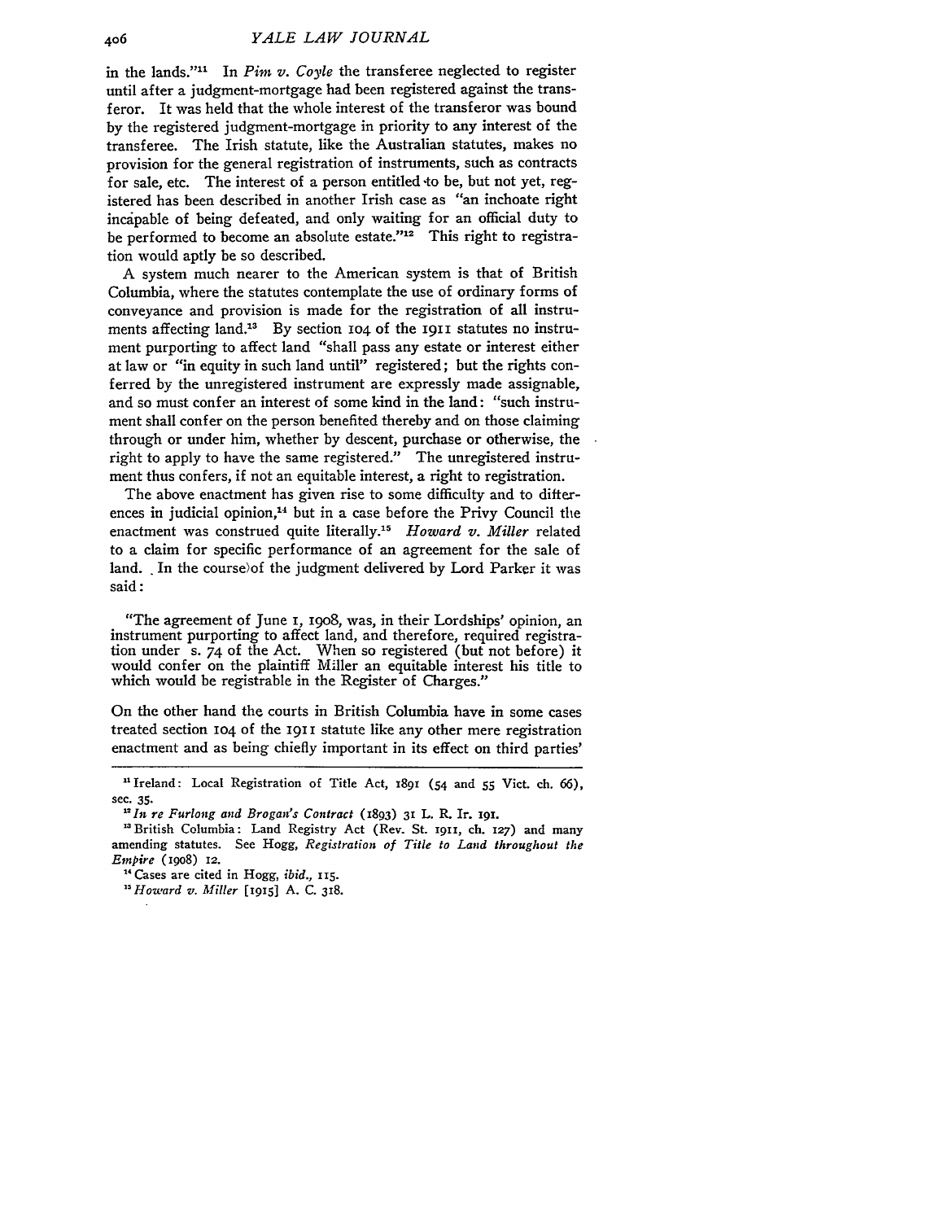in the lands."[11] In *Pim v. Coyle* the transferee neglected to register until after a judgment-mortgage had been registered against the transferor. It was held that the whole interest of the transferor was bound by the registered judgment-mortgage in priority to any interest of the transferee. The Irish statute, like the Australian statutes, makes no provision for the general registration of instruments, such as contracts for sale, etc. The interest of a person entitled to be, but not yet, registered has been described in another Irish case as "an inchoate right incapable of being defeated, and only waiting for an official duty to be performed to become an absolute estate."[12] This right to registration would aptly be so described.

A system much nearer to the American system is that of British Columbia, where the statutes contemplate the use of ordinary forms of conveyance and provision is made for the registration of all instruments affecting land.[13] By section 104 of the 1911 statutes no instrument purporting to affect land "shall pass any estate or interest either at law or "in equity in such land until" registered; but the rights conferred by the unregistered instrument are expressly made assignable, and so must confer an interest of some kind in the land: "such instrument shall confer on the person benefited thereby and on those claiming through or under him, whether by descent, purchase or otherwise, the right to apply to have the same registered." The unregistered instrument thus confers, if not an equitable interest, a right to registration.

The above enactment has given rise to some difficulty and to differences in judicial opinion,[14] but in a case before the Privy Council the enactment was construed quite literally.[15] *Howard v. Miller* related to a claim for specific performance of an agreement for the sale of land. In the course of the judgment delivered by Lord Parker it was said:

> "The agreement of June 1, 1908, was, in their Lordships' opinion, an instrument purporting to affect land, and therefore, required registration under s. 74 of the Act. When so registered (but not before) it would confer on the plaintiff Miller an equitable interest his title to which would be registrable in the Register of Charges."

On the other hand the courts in British Columbia have in some cases treated section 104 of the 1911 statute like any other mere registration enactment and as being chiefly important in its effect on third parties'

---

[11] Ireland: Local Registration of Title Act, 1891 (54 and 55 Vict. ch. 66), sec. 35.

[12] *In re Furlong and Brogan's Contract* (1893) 31 L. R. Ir. 191.

[13] British Columbia: Land Registry Act (Rev. St. 1911, ch. 127) and many amending statutes. See Hogg, *Registration of Title to Land throughout the Empire* (1908) 12.

[14] Cases are cited in Hogg, *ibid.*, 115.

[15] *Howard v. Miller* [1915] A. C. 318.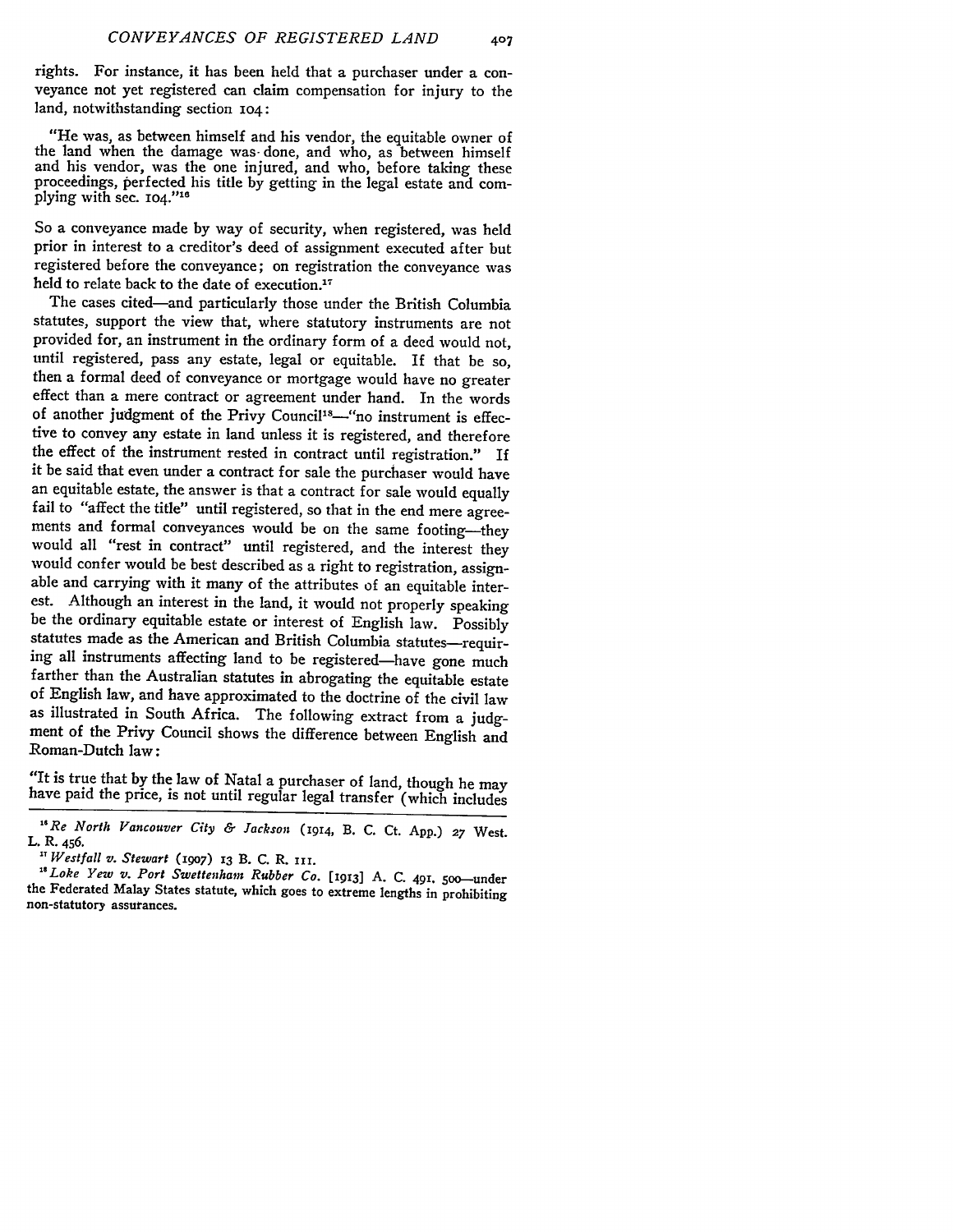rights. For instance, it has been held that a purchaser under a conveyance not yet registered can claim compensation for injury to the land, notwithstanding section 104:

> "He was, as between himself and his vendor, the equitable owner of the land when the damage was done, and who, as between himself and his vendor, was the one injured, and who, before taking these proceedings, perfected his title by getting in the legal estate and complying with sec. 104."[16]

So a conveyance made by way of security, when registered, was held prior in interest to a creditor's deed of assignment executed after but registered before the conveyance; on registration the conveyance was held to relate back to the date of execution.[17]

The cases cited—and particularly those under the British Columbia statutes, support the view that, where statutory instruments are not provided for, an instrument in the ordinary form of a deed would not, until registered, pass any estate, legal or equitable. If that be so, then a formal deed of conveyance or mortgage would have no greater effect than a mere contract or agreement under hand. In the words of another judgment of the Privy Council[18]—"no instrument is effective to convey any estate in land unless it is registered, and therefore the effect of the instrument rested in contract until registration." If it be said that even under a contract for sale the purchaser would have an equitable estate, the answer is that a contract for sale would equally fail to "affect the title" until registered, so that in the end mere agreements and formal conveyances would be on the same footing—they would all "rest in contract" until registered, and the interest they would confer would be best described as a right to registration, assignable and carrying with it many of the attributes of an equitable interest. Although an interest in the land, it would not properly speaking be the ordinary equitable estate or interest of English law. Possibly statutes made as the American and British Columbia statutes—requiring all instruments affecting land to be registered—have gone much farther than the Australian statutes in abrogating the equitable estate of English law, and have approximated to the doctrine of the civil law as illustrated in South Africa. The following extract from a judgment of the Privy Council shows the difference between English and Roman-Dutch law:

> "It is true that by the law of Natal a purchaser of land, though he may have paid the price, is not until regular legal transfer (which includes

---

[16] *Re North Vancouver City & Jackson* (1914, B. C. Ct. App.) 27 West. L. R. 456.

[17] *Westfall v. Stewart* (1907) 13 B. C. R. 111.

[18] *Loke Yew v. Port Swettenham Rubber Co.* [1913] A. C. 491, 500—under the Federated Malay States statute, which goes to extreme lengths in prohibiting non-statutory assurances.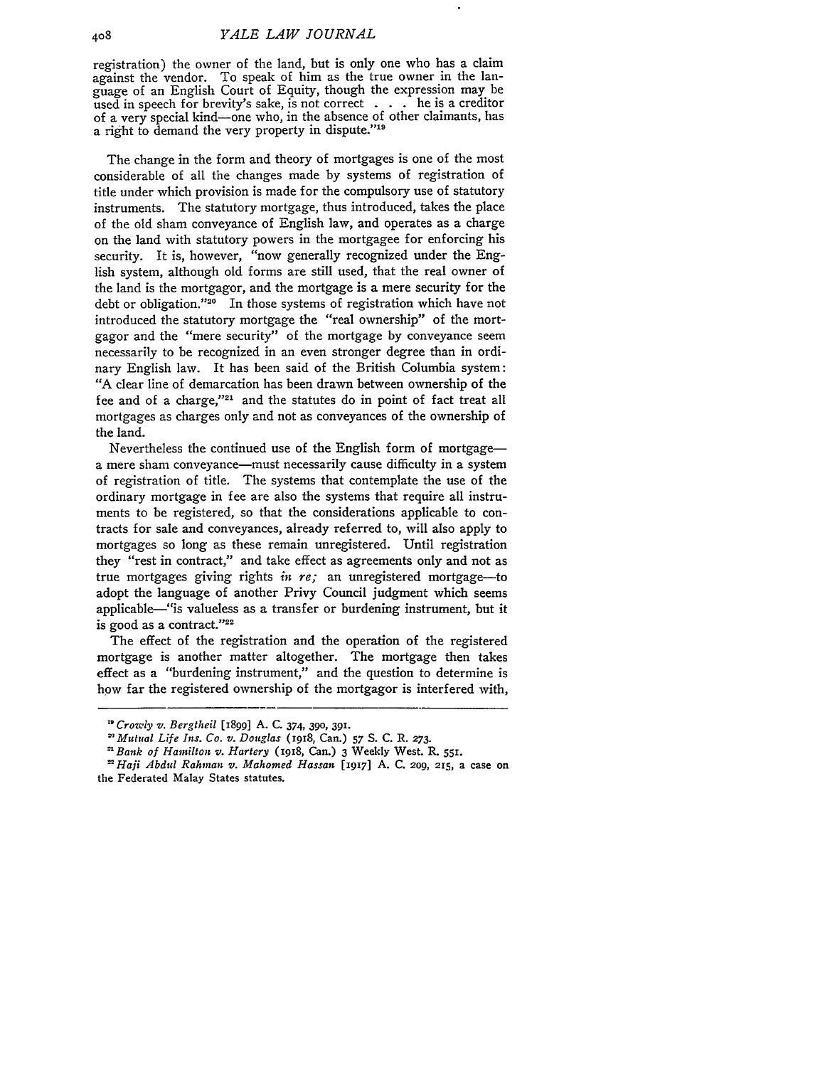registration) the owner of the land, but is only one who has a claim against the vendor. To speak of him as the true owner in the language of an English Court of Equity, though the expression may be used in speech for brevity's sake, is not correct . . . he is a creditor of a very special kind—one who, in the absence of other claimants, has a right to demand the very property in dispute."[19]

The change in the form and theory of mortgages is one of the most considerable of all the changes made by systems of registration of title under which provision is made for the compulsory use of statutory instruments. The statutory mortgage, thus introduced, takes the place of the old sham conveyance of English law, and operates as a charge on the land with statutory powers in the mortgagee for enforcing his security. It is, however, "now generally recognized under the English system, although old forms are still used, that the real owner of the land is the mortgagor, and the mortgage is a mere security for the debt or obligation."[20] In those systems of registration which have not introduced the statutory mortgage the "real ownership" of the mortgagor and the "mere security" of the mortgage by conveyance seem necessarily to be recognized in an even stronger degree than in ordinary English law. It has been said of the British Columbia system: "A clear line of demarcation has been drawn between ownership of the fee and of a charge,"[21] and the statutes do in point of fact treat all mortgages as charges only and not as conveyances of the ownership of the land.

Nevertheless the continued use of the English form of mortgage—a mere sham conveyance—must necessarily cause difficulty in a system of registration of title. The systems that contemplate the use of the ordinary mortgage in fee are also the systems that require all instruments to be registered, so that the considerations applicable to contracts for sale and conveyances, already referred to, will also apply to mortgages so long as these remain unregistered. Until registration they "rest in contract," and take effect as agreements only and not as true mortgages giving rights *in re;* an unregistered mortgage—to adopt the language of another Privy Council judgment which seems applicable—"is valueless as a transfer or burdening instrument, but it is good as a contract."[22]

The effect of the registration and the operation of the registered mortgage is another matter altogether. The mortgage then takes effect as a "burdening instrument," and the question to determine is how far the registered ownership of the mortgagor is interfered with,

---

[19] *Crowly v. Bergtheil* [1899] A. C. 374, 390, 391.

[20] *Mutual Life Ins. Co. v. Douglas* (1918, Can.) 57 S. C. R. 273.

[21] *Bank of Hamilton v. Hartery* (1918, Can.) 3 Weekly West. R. 551.

[22] *Haji Abdul Rahman v. Mahomed Hassan* [1917] A. C. 209, 215, a case on the Federated Malay States statutes.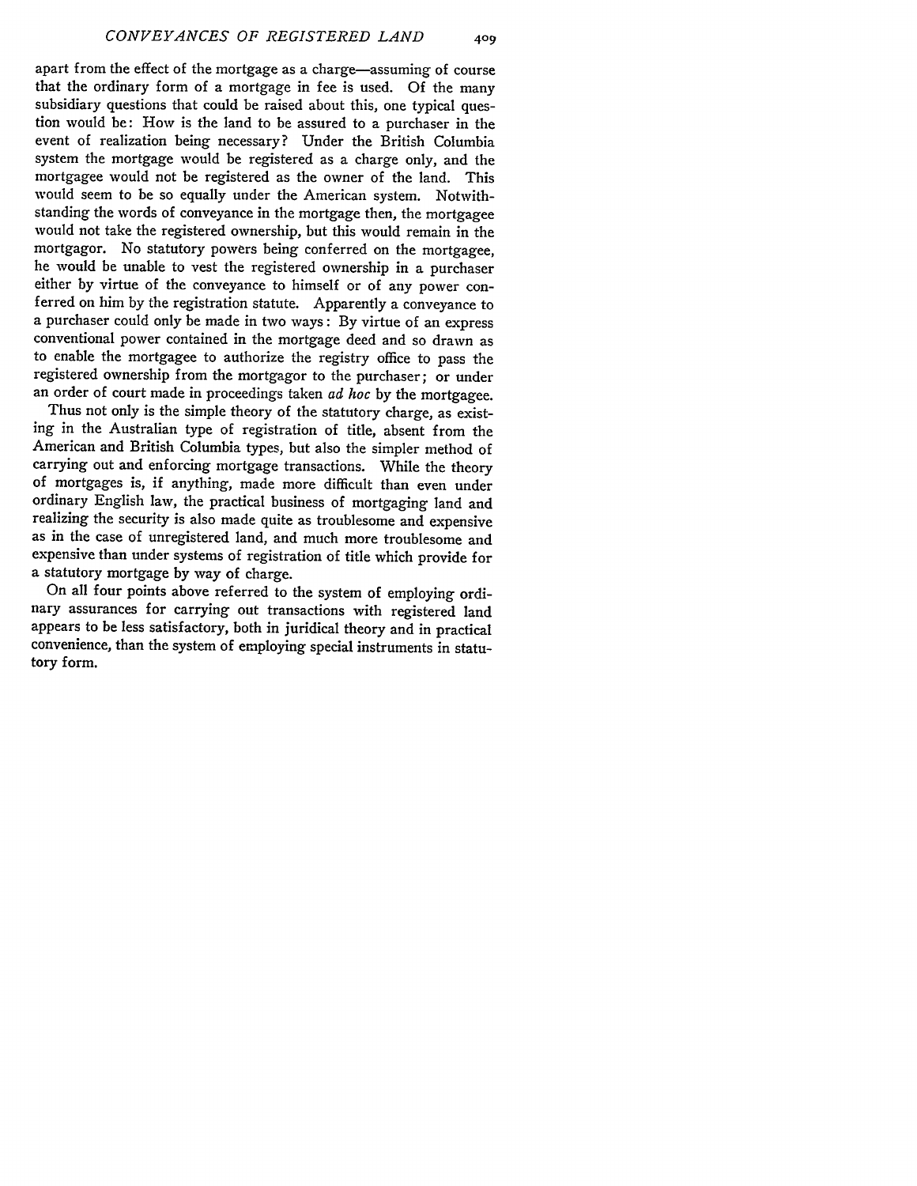apart from the effect of the mortgage as a charge—assuming of course that the ordinary form of a mortgage in fee is used. Of the many subsidiary questions that could be raised about this, one typical question would be: How is the land to be assured to a purchaser in the event of realization being necessary? Under the British Columbia system the mortgage would be registered as a charge only, and the mortgagee would not be registered as the owner of the land. This would seem to be so equally under the American system. Notwithstanding the words of conveyance in the mortgage then, the mortgagee would not take the registered ownership, but this would remain in the mortgagor. No statutory powers being conferred on the mortgagee, he would be unable to vest the registered ownership in a purchaser either by virtue of the conveyance to himself or of any power conferred on him by the registration statute. Apparently a conveyance to a purchaser could only be made in two ways: By virtue of an express conventional power contained in the mortgage deed and so drawn as to enable the mortgagee to authorize the registry office to pass the registered ownership from the mortgagor to the purchaser; or under an order of court made in proceedings taken *ad hoc* by the mortgagee.

Thus not only is the simple theory of the statutory charge, as existing in the Australian type of registration of title, absent from the American and British Columbia types, but also the simpler method of carrying out and enforcing mortgage transactions. While the theory of mortgages is, if anything, made more difficult than even under ordinary English law, the practical business of mortgaging land and realizing the security is also made quite as troublesome and expensive as in the case of unregistered land, and much more troublesome and expensive than under systems of registration of title which provide for a statutory mortgage by way of charge.

On all four points above referred to the system of employing ordinary assurances for carrying out transactions with registered land appears to be less satisfactory, both in juridical theory and in practical convenience, than the system of employing special instruments in statutory form.